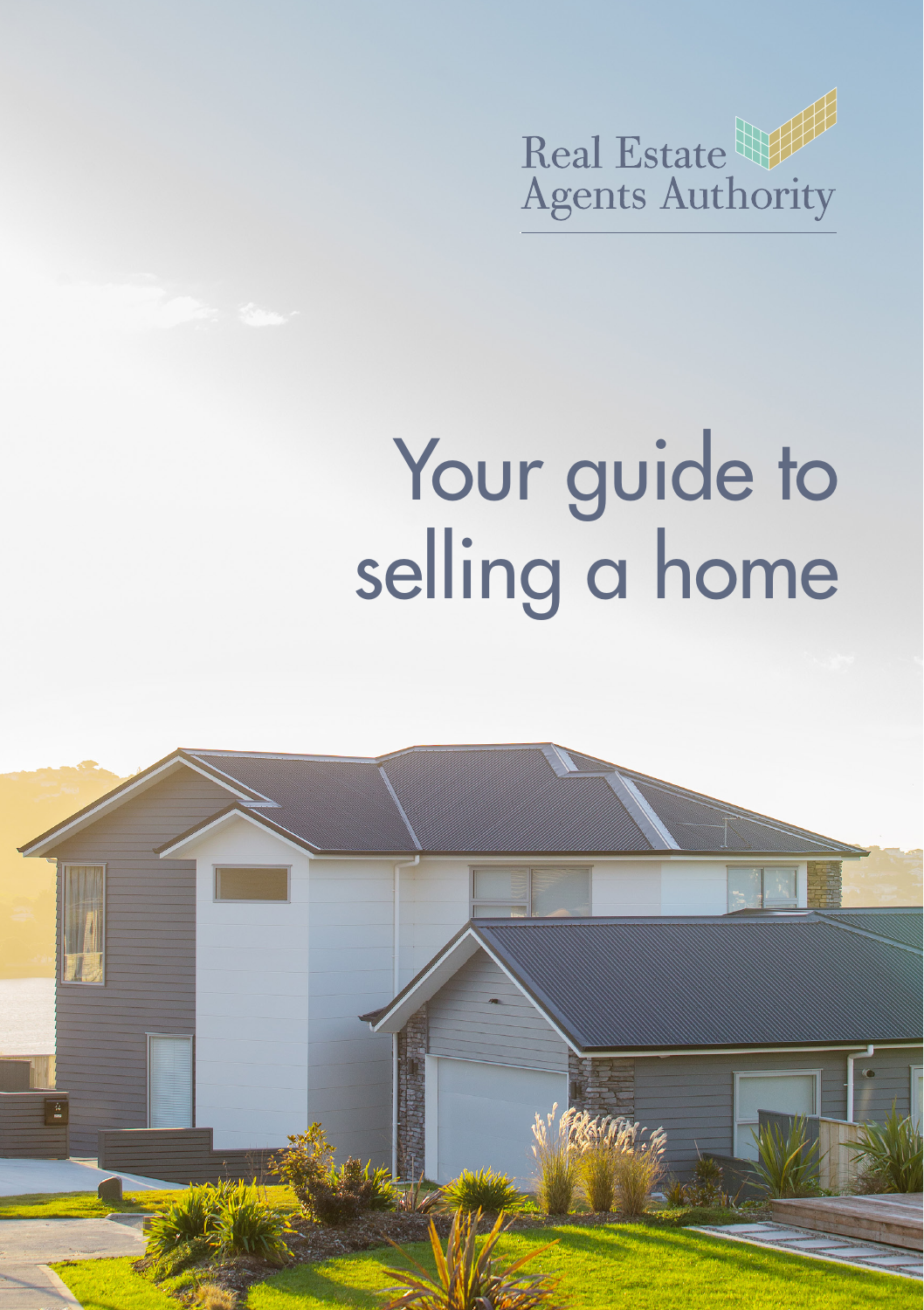Real Estate Agents Authority

# Your guide to selling a home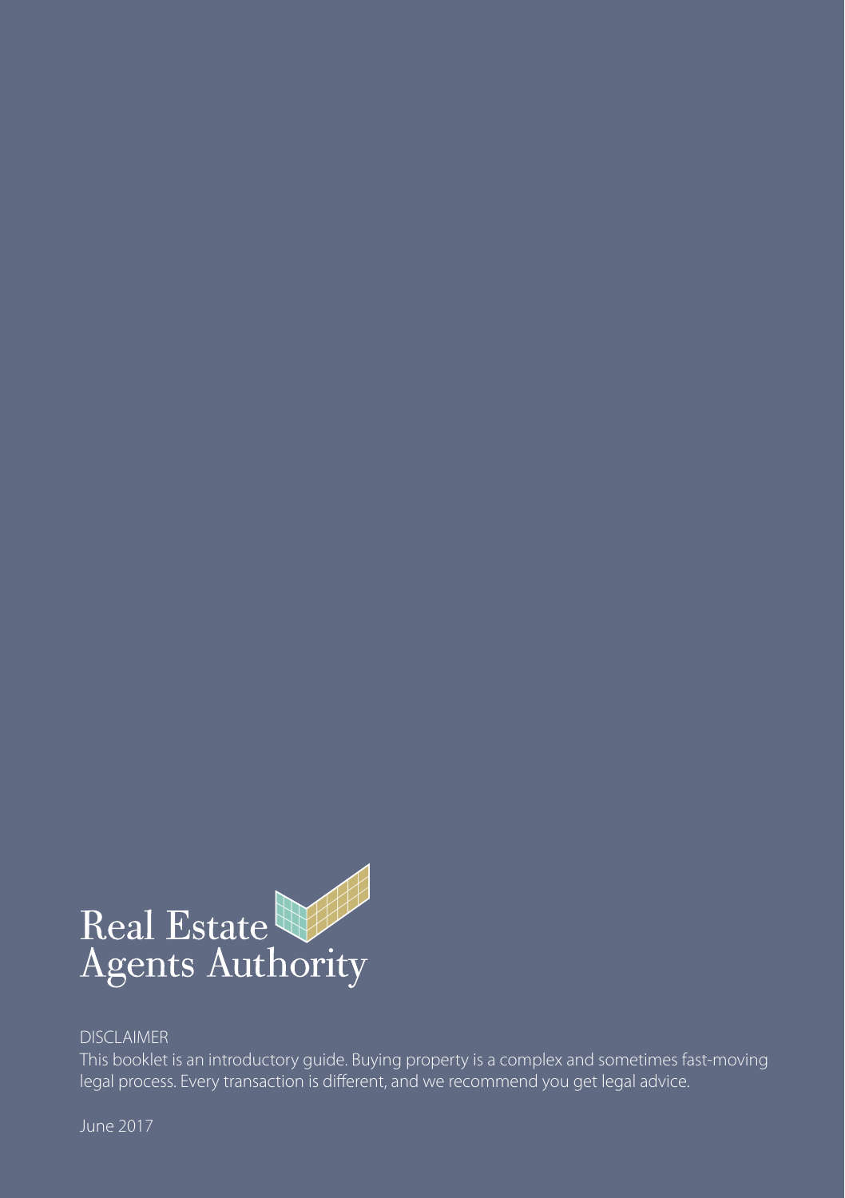Real Estate Agents Authority

DISCLAIMER

This booklet is an introductory guide. Buying property is a complex and sometimes fast-moving legal process. Every transaction is different, and we recommend you get legal advice.

June 2017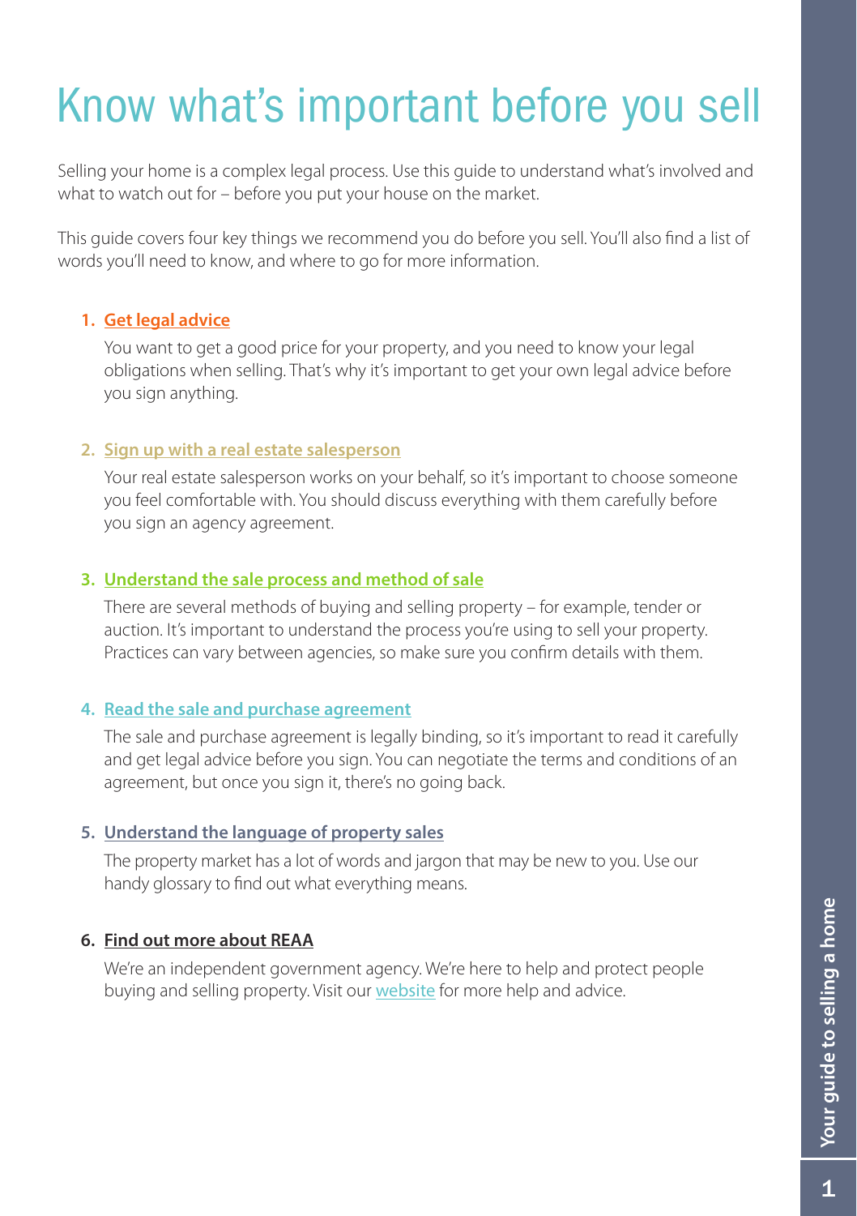# Know what's important before you sell

Selling your home is a complex legal process. Use this guide to understand what's involved and what to watch out for – before you put your house on the market.

This guide covers four key things we recommend you do before you sell. You'll also find a list of words you'll need to know, and where to go for more information.

1. **Get legal advice**

   You want to get a good price for your property, and you need to know your legal obligations when selling. That's why it's important to get your own legal advice before you sign anything.

2. **Sign up with a real estate salesperson**

   Your real estate salesperson works on your behalf, so it's important to choose someone you feel comfortable with. You should discuss everything with them carefully before you sign an agency agreement.

3. **Understand the sale process and method of sale**

   There are several methods of buying and selling property – for example, tender or auction. It's important to understand the process you're using to sell your property. Practices can vary between agencies, so make sure you confirm details with them.

4. **Read the sale and purchase agreement**

   The sale and purchase agreement is legally binding, so it's important to read it carefully and get legal advice before you sign. You can negotiate the terms and conditions of an agreement, but once you sign it, there's no going back.

5. **Understand the language of property sales**

   The property market has a lot of words and jargon that may be new to you. Use our handy glossary to find out what everything means.

6. **Find out more about REAA**

   We're an independent government agency. We're here to help and protect people buying and selling property. Visit our website for more help and advice.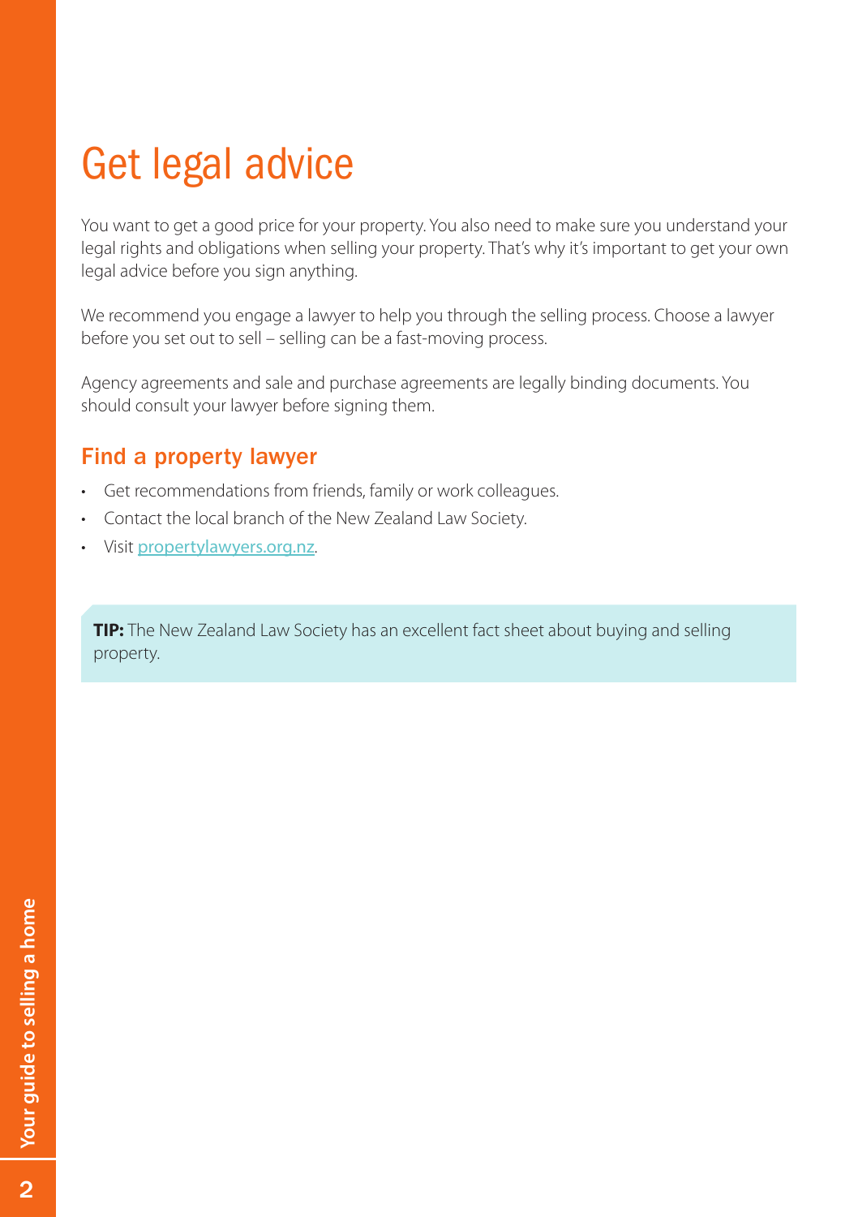# Get legal advice

You want to get a good price for your property. You also need to make sure you understand your legal rights and obligations when selling your property. That's why it's important to get your own legal advice before you sign anything.

We recommend you engage a lawyer to help you through the selling process. Choose a lawyer before you set out to sell – selling can be a fast-moving process.

Agency agreements and sale and purchase agreements are legally binding documents. You should consult your lawyer before signing them.

## Find a property lawyer

- Get recommendations from friends, family or work colleagues.
- Contact the local branch of the New Zealand Law Society.
- Visit propertylawyers.org.nz.

**TIP:** The New Zealand Law Society has an excellent fact sheet about buying and selling property.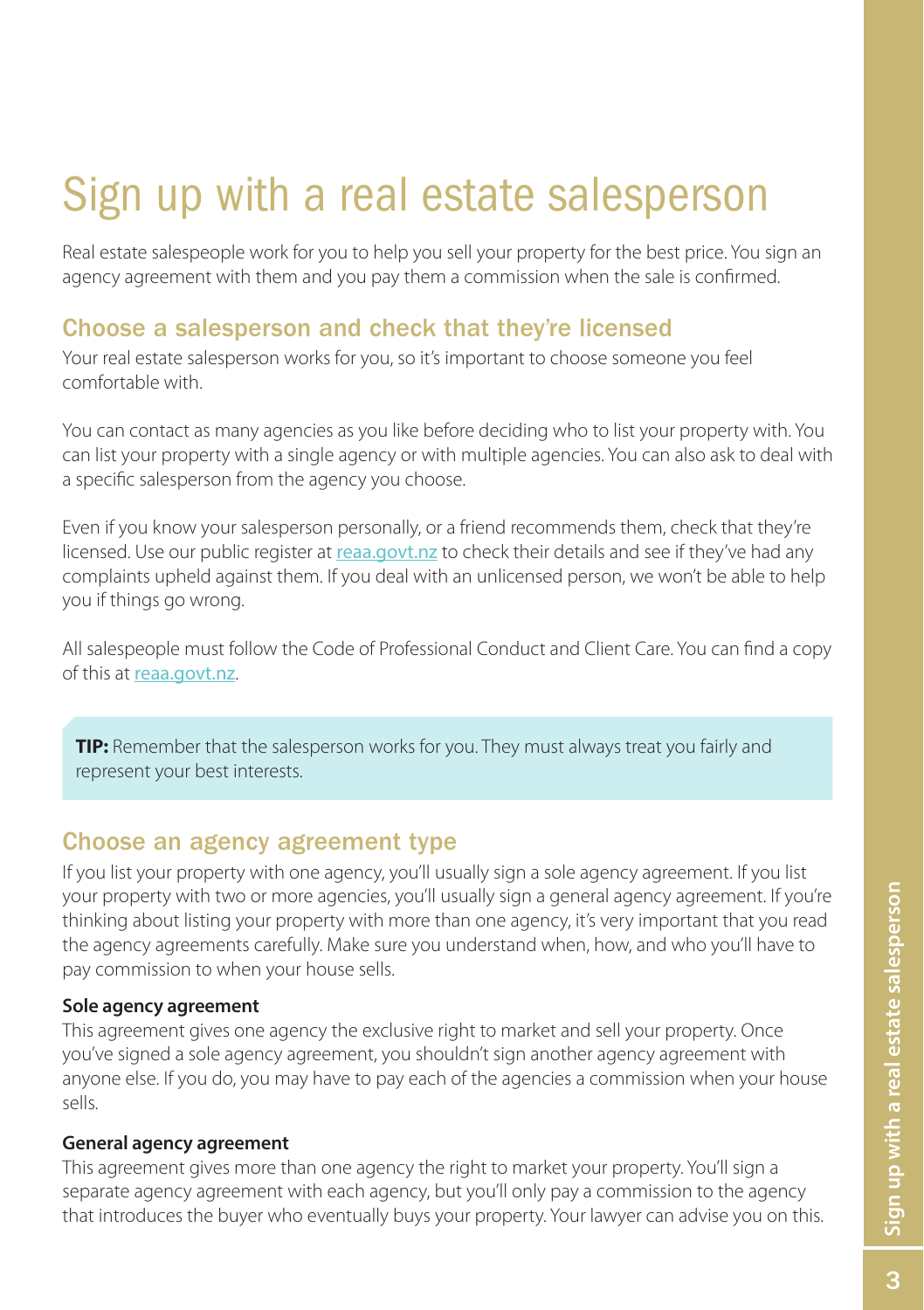# Sign up with a real estate salesperson

Real estate salespeople work for you to help you sell your property for the best price. You sign an agency agreement with them and you pay them a commission when the sale is confirmed.

## Choose a salesperson and check that they're licensed

Your real estate salesperson works for you, so it's important to choose someone you feel comfortable with.

You can contact as many agencies as you like before deciding who to list your property with. You can list your property with a single agency or with multiple agencies. You can also ask to deal with a specific salesperson from the agency you choose.

Even if you know your salesperson personally, or a friend recommends them, check that they're licensed. Use our public register at reaa.govt.nz to check their details and see if they've had any complaints upheld against them. If you deal with an unlicensed person, we won't be able to help you if things go wrong.

All salespeople must follow the Code of Professional Conduct and Client Care. You can find a copy of this at reaa.govt.nz.

> **TIP:** Remember that the salesperson works for you. They must always treat you fairly and represent your best interests.

## Choose an agency agreement type

If you list your property with one agency, you'll usually sign a sole agency agreement. If you list your property with two or more agencies, you'll usually sign a general agency agreement. If you're thinking about listing your property with more than one agency, it's very important that you read the agency agreements carefully. Make sure you understand when, how, and who you'll have to pay commission to when your house sells.

**Sole agency agreement**

This agreement gives one agency the exclusive right to market and sell your property. Once you've signed a sole agency agreement, you shouldn't sign another agency agreement with anyone else. If you do, you may have to pay each of the agencies a commission when your house sells.

**General agency agreement**

This agreement gives more than one agency the right to market your property. You'll sign a separate agency agreement with each agency, but you'll only pay a commission to the agency that introduces the buyer who eventually buys your property. Your lawyer can advise you on this.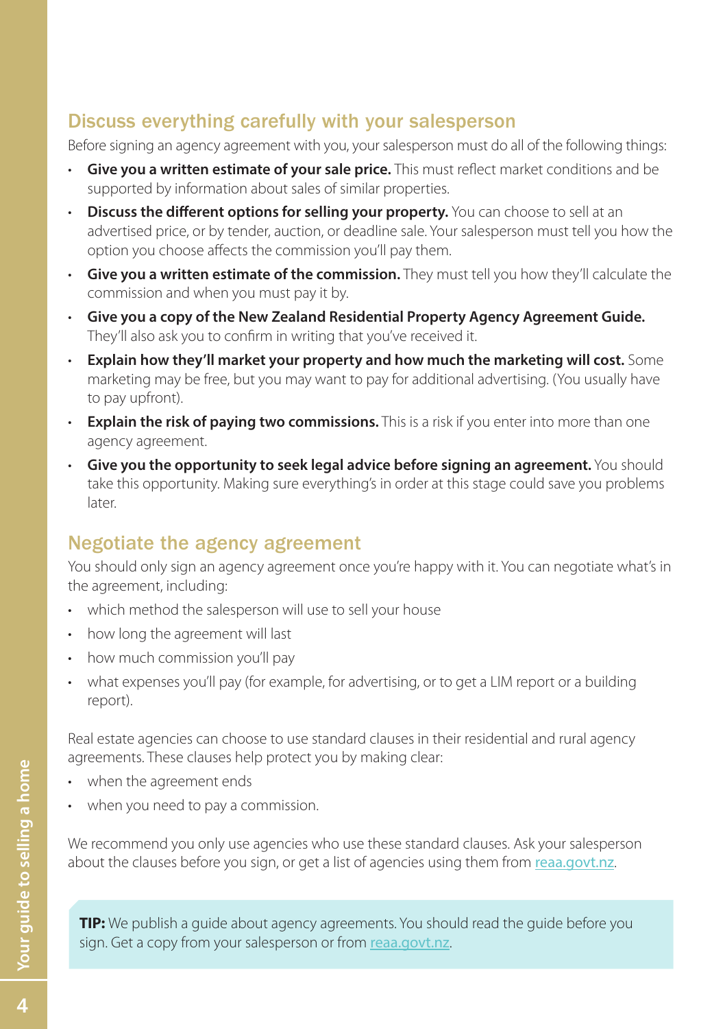## Discuss everything carefully with your salesperson

Before signing an agency agreement with you, your salesperson must do all of the following things:

- **Give you a written estimate of your sale price.** This must reflect market conditions and be supported by information about sales of similar properties.
- **Discuss the different options for selling your property.** You can choose to sell at an advertised price, or by tender, auction, or deadline sale. Your salesperson must tell you how the option you choose affects the commission you'll pay them.
- **Give you a written estimate of the commission.** They must tell you how they'll calculate the commission and when you must pay it by.
- **Give you a copy of the New Zealand Residential Property Agency Agreement Guide.** They'll also ask you to confirm in writing that you've received it.
- **Explain how they'll market your property and how much the marketing will cost.** Some marketing may be free, but you may want to pay for additional advertising. (You usually have to pay upfront).
- **Explain the risk of paying two commissions.** This is a risk if you enter into more than one agency agreement.
- **Give you the opportunity to seek legal advice before signing an agreement.** You should take this opportunity. Making sure everything's in order at this stage could save you problems later.

## Negotiate the agency agreement

You should only sign an agency agreement once you're happy with it. You can negotiate what's in the agreement, including:

- which method the salesperson will use to sell your house
- how long the agreement will last
- how much commission you'll pay
- what expenses you'll pay (for example, for advertising, or to get a LIM report or a building report).

Real estate agencies can choose to use standard clauses in their residential and rural agency agreements. These clauses help protect you by making clear:

- when the agreement ends
- when you need to pay a commission.

We recommend you only use agencies who use these standard clauses. Ask your salesperson about the clauses before you sign, or get a list of agencies using them from reaa.govt.nz.

**TIP:** We publish a guide about agency agreements. You should read the guide before you sign. Get a copy from your salesperson or from reaa.govt.nz.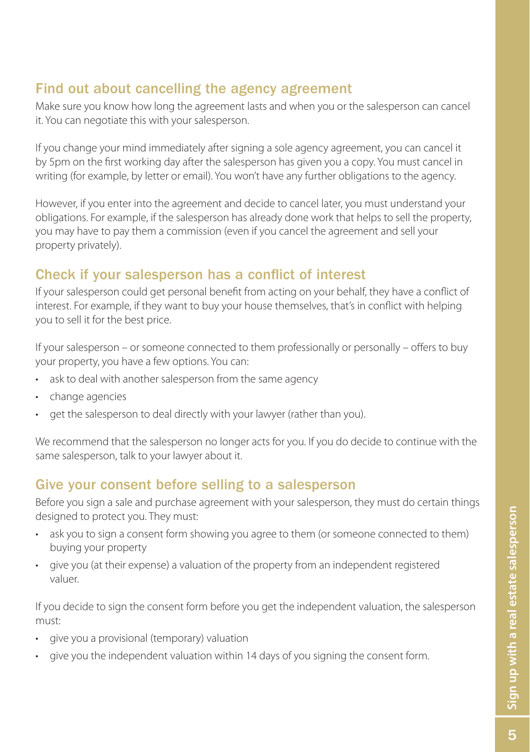## Find out about cancelling the agency agreement

Make sure you know how long the agreement lasts and when you or the salesperson can cancel it. You can negotiate this with your salesperson.

If you change your mind immediately after signing a sole agency agreement, you can cancel it by 5pm on the first working day after the salesperson has given you a copy. You must cancel in writing (for example, by letter or email). You won't have any further obligations to the agency.

However, if you enter into the agreement and decide to cancel later, you must understand your obligations. For example, if the salesperson has already done work that helps to sell the property, you may have to pay them a commission (even if you cancel the agreement and sell your property privately).

## Check if your salesperson has a conflict of interest

If your salesperson could get personal benefit from acting on your behalf, they have a conflict of interest. For example, if they want to buy your house themselves, that's in conflict with helping you to sell it for the best price.

If your salesperson – or someone connected to them professionally or personally – offers to buy your property, you have a few options. You can:

- ask to deal with another salesperson from the same agency
- change agencies
- get the salesperson to deal directly with your lawyer (rather than you).

We recommend that the salesperson no longer acts for you. If you do decide to continue with the same salesperson, talk to your lawyer about it.

## Give your consent before selling to a salesperson

Before you sign a sale and purchase agreement with your salesperson, they must do certain things designed to protect you. They must:

- ask you to sign a consent form showing you agree to them (or someone connected to them) buying your property
- give you (at their expense) a valuation of the property from an independent registered valuer.

If you decide to sign the consent form before you get the independent valuation, the salesperson must:

- give you a provisional (temporary) valuation
- give you the independent valuation within 14 days of you signing the consent form.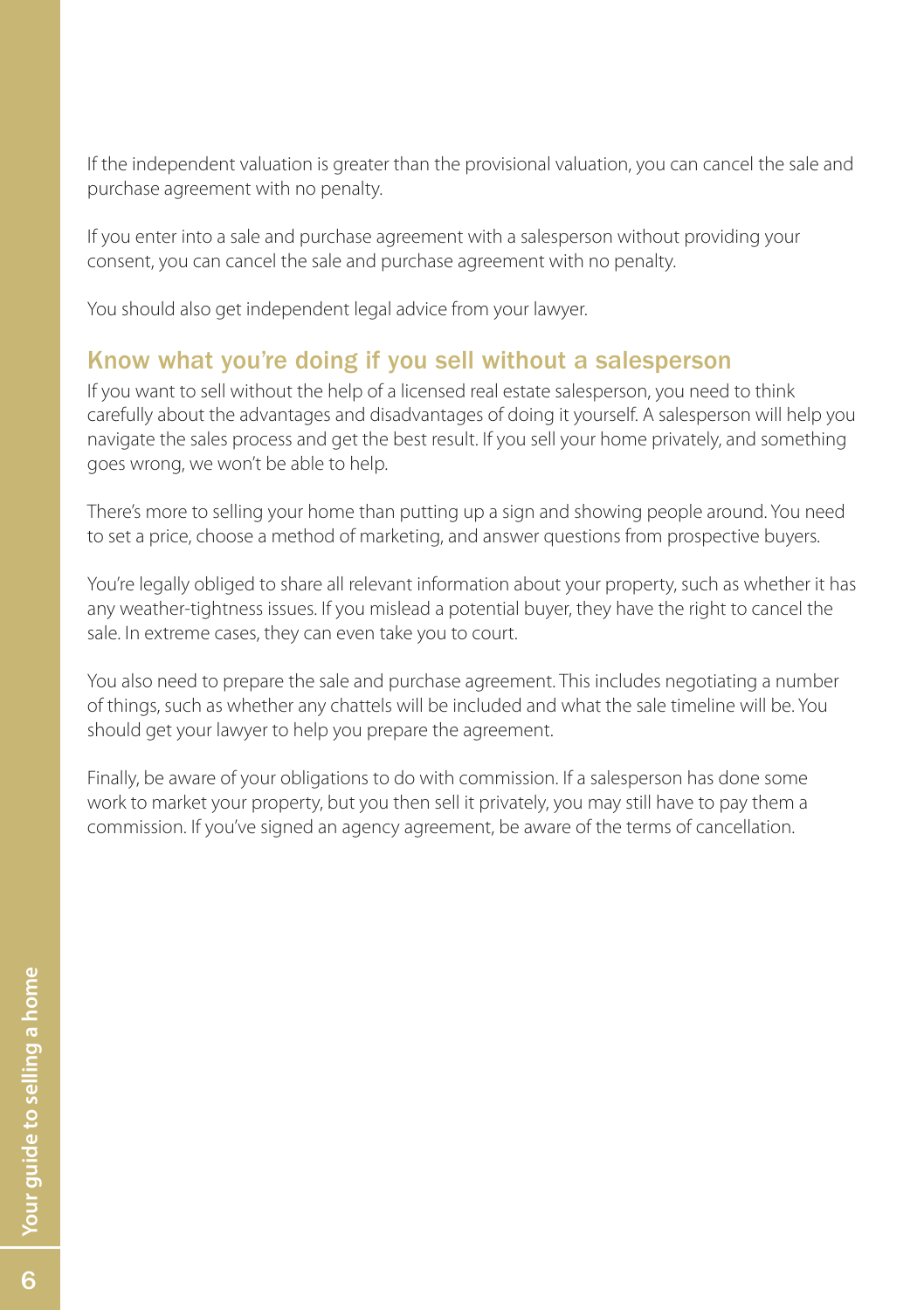If the independent valuation is greater than the provisional valuation, you can cancel the sale and purchase agreement with no penalty.

If you enter into a sale and purchase agreement with a salesperson without providing your consent, you can cancel the sale and purchase agreement with no penalty.

You should also get independent legal advice from your lawyer.

## Know what you're doing if you sell without a salesperson

If you want to sell without the help of a licensed real estate salesperson, you need to think carefully about the advantages and disadvantages of doing it yourself. A salesperson will help you navigate the sales process and get the best result. If you sell your home privately, and something goes wrong, we won't be able to help.

There's more to selling your home than putting up a sign and showing people around. You need to set a price, choose a method of marketing, and answer questions from prospective buyers.

You're legally obliged to share all relevant information about your property, such as whether it has any weather-tightness issues. If you mislead a potential buyer, they have the right to cancel the sale. In extreme cases, they can even take you to court.

You also need to prepare the sale and purchase agreement. This includes negotiating a number of things, such as whether any chattels will be included and what the sale timeline will be. You should get your lawyer to help you prepare the agreement.

Finally, be aware of your obligations to do with commission. If a salesperson has done some work to market your property, but you then sell it privately, you may still have to pay them a commission. If you've signed an agency agreement, be aware of the terms of cancellation.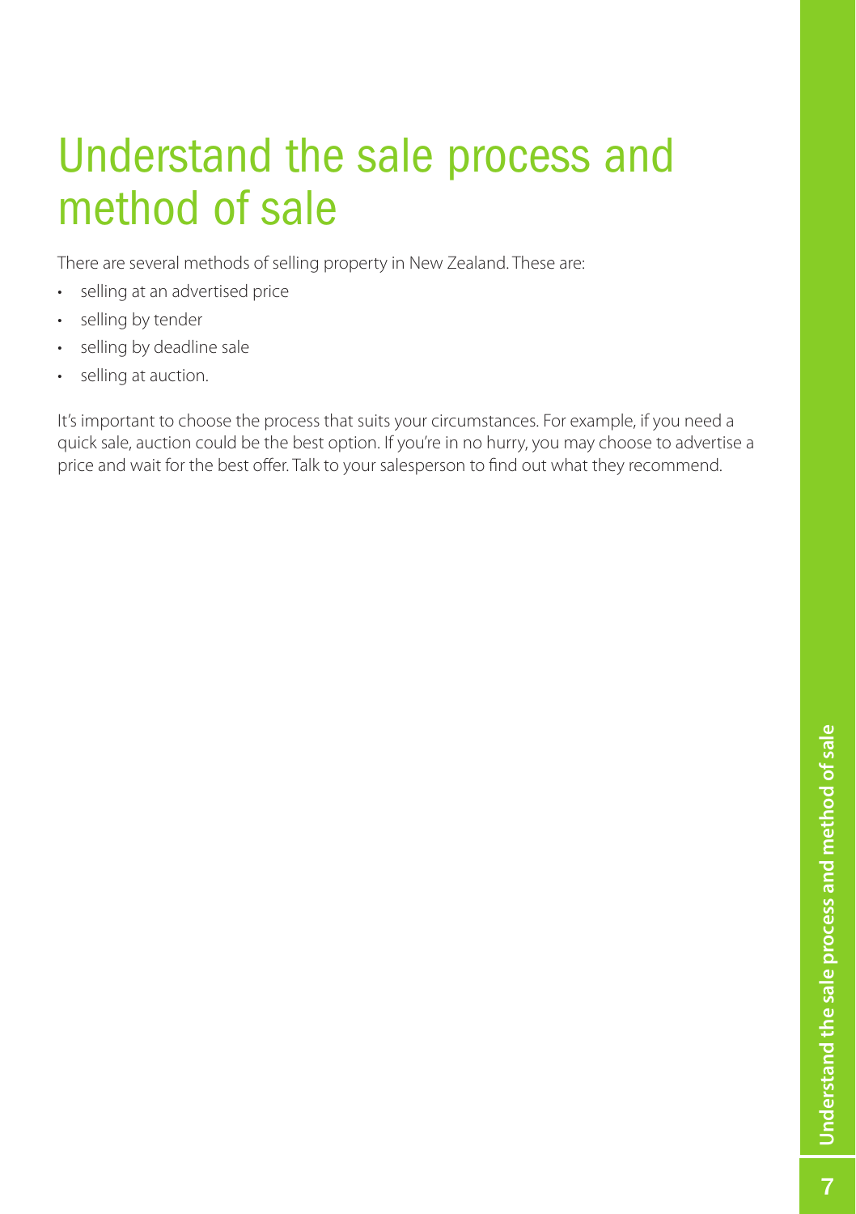# Understand the sale process and method of sale

There are several methods of selling property in New Zealand. These are:

- selling at an advertised price
- selling by tender
- selling by deadline sale
- selling at auction.

It's important to choose the process that suits your circumstances. For example, if you need a quick sale, auction could be the best option. If you're in no hurry, you may choose to advertise a price and wait for the best offer. Talk to your salesperson to find out what they recommend.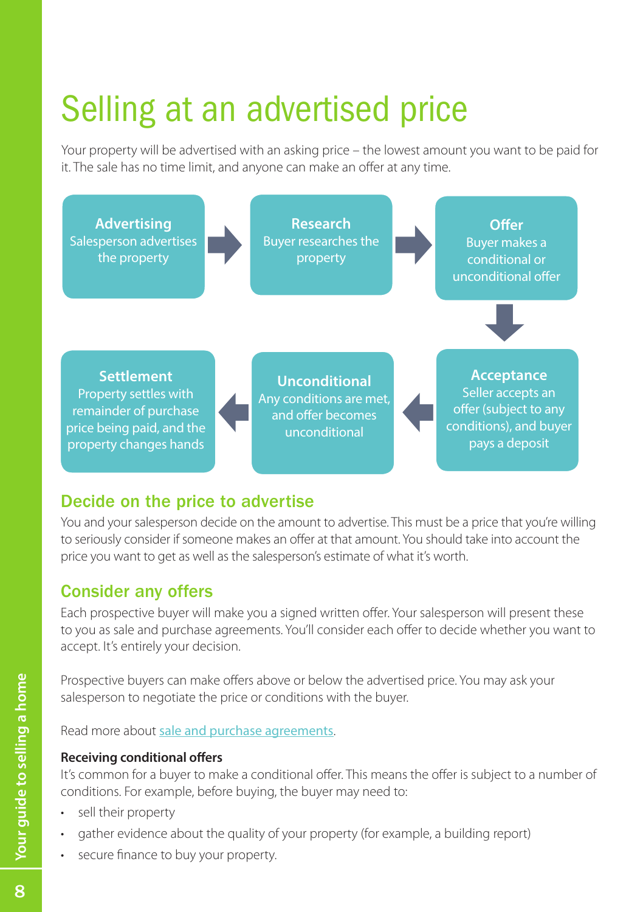# Selling at an advertised price

Your property will be advertised with an asking price – the lowest amount you want to be paid for it. The sale has no time limit, and anyone can make an offer at any time.

**Advertising**
Salesperson advertises the property

**Research**
Buyer researches the property

**Offer**
Buyer makes a conditional or unconditional offer

**Acceptance**
Seller accepts an offer (subject to any conditions), and buyer pays a deposit

**Unconditional**
Any conditions are met, and offer becomes unconditional

**Settlement**
Property settles with remainder of purchase price being paid, and the property changes hands

## Decide on the price to advertise

You and your salesperson decide on the amount to advertise. This must be a price that you're willing to seriously consider if someone makes an offer at that amount. You should take into account the price you want to get as well as the salesperson's estimate of what it's worth.

## Consider any offers

Each prospective buyer will make you a signed written offer. Your salesperson will present these to you as sale and purchase agreements. You'll consider each offer to decide whether you want to accept. It's entirely your decision.

Prospective buyers can make offers above or below the advertised price. You may ask your salesperson to negotiate the price or conditions with the buyer.

Read more about sale and purchase agreements.

**Receiving conditional offers**

It's common for a buyer to make a conditional offer. This means the offer is subject to a number of conditions. For example, before buying, the buyer may need to:

- sell their property
- gather evidence about the quality of your property (for example, a building report)
- secure finance to buy your property.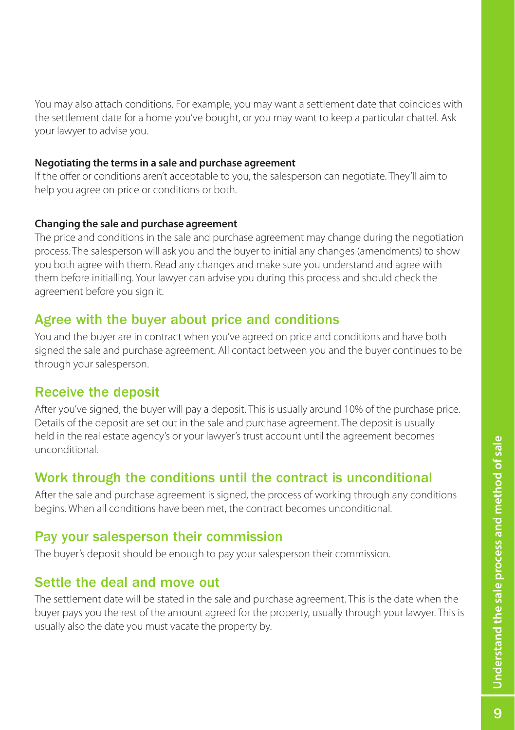You may also attach conditions. For example, you may want a settlement date that coincides with the settlement date for a home you've bought, or you may want to keep a particular chattel. Ask your lawyer to advise you.

**Negotiating the terms in a sale and purchase agreement**

If the offer or conditions aren't acceptable to you, the salesperson can negotiate. They'll aim to help you agree on price or conditions or both.

**Changing the sale and purchase agreement**

The price and conditions in the sale and purchase agreement may change during the negotiation process. The salesperson will ask you and the buyer to initial any changes (amendments) to show you both agree with them. Read any changes and make sure you understand and agree with them before initialling. Your lawyer can advise you during this process and should check the agreement before you sign it.

## Agree with the buyer about price and conditions

You and the buyer are in contract when you've agreed on price and conditions and have both signed the sale and purchase agreement. All contact between you and the buyer continues to be through your salesperson.

## Receive the deposit

After you've signed, the buyer will pay a deposit. This is usually around 10% of the purchase price. Details of the deposit are set out in the sale and purchase agreement. The deposit is usually held in the real estate agency's or your lawyer's trust account until the agreement becomes unconditional.

## Work through the conditions until the contract is unconditional

After the sale and purchase agreement is signed, the process of working through any conditions begins. When all conditions have been met, the contract becomes unconditional.

## Pay your salesperson their commission

The buyer's deposit should be enough to pay your salesperson their commission.

## Settle the deal and move out

The settlement date will be stated in the sale and purchase agreement. This is the date when the buyer pays you the rest of the amount agreed for the property, usually through your lawyer. This is usually also the date you must vacate the property by.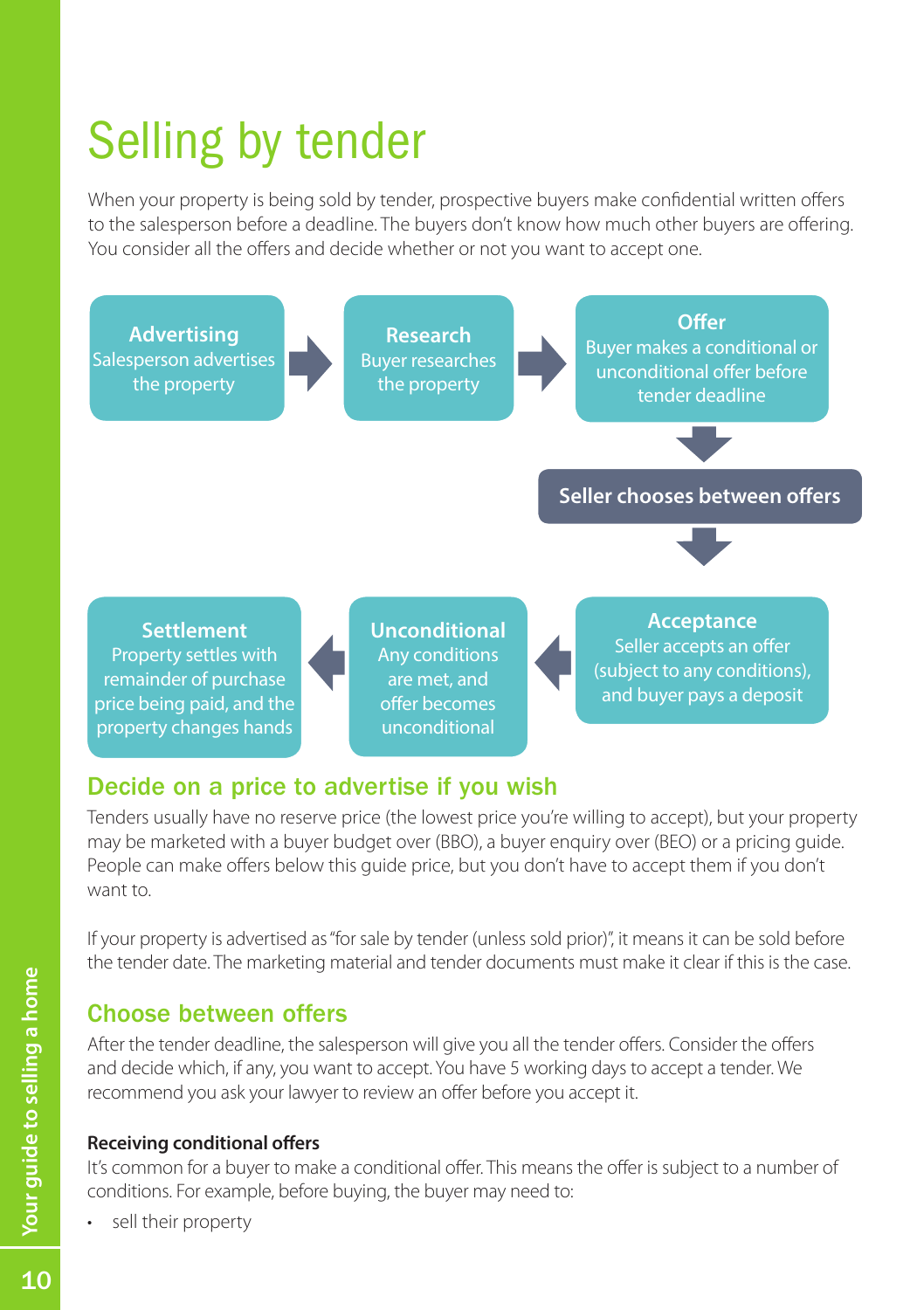# Selling by tender

When your property is being sold by tender, prospective buyers make confidential written offers to the salesperson before a deadline. The buyers don't know how much other buyers are offering. You consider all the offers and decide whether or not you want to accept one.

**Advertising**
Salesperson advertises the property

**Research**
Buyer researches the property

**Offer**
Buyer makes a conditional or unconditional offer before tender deadline

**Seller chooses between offers**

**Acceptance**
Seller accepts an offer (subject to any conditions), and buyer pays a deposit

**Unconditional**
Any conditions are met, and offer becomes unconditional

**Settlement**
Property settles with remainder of purchase price being paid, and the property changes hands

## Decide on a price to advertise if you wish

Tenders usually have no reserve price (the lowest price you're willing to accept), but your property may be marketed with a buyer budget over (BBO), a buyer enquiry over (BEO) or a pricing guide. People can make offers below this guide price, but you don't have to accept them if you don't want to.

If your property is advertised as "for sale by tender (unless sold prior)", it means it can be sold before the tender date. The marketing material and tender documents must make it clear if this is the case.

## Choose between offers

After the tender deadline, the salesperson will give you all the tender offers. Consider the offers and decide which, if any, you want to accept. You have 5 working days to accept a tender. We recommend you ask your lawyer to review an offer before you accept it.

### Receiving conditional offers

It's common for a buyer to make a conditional offer. This means the offer is subject to a number of conditions. For example, before buying, the buyer may need to:

- sell their property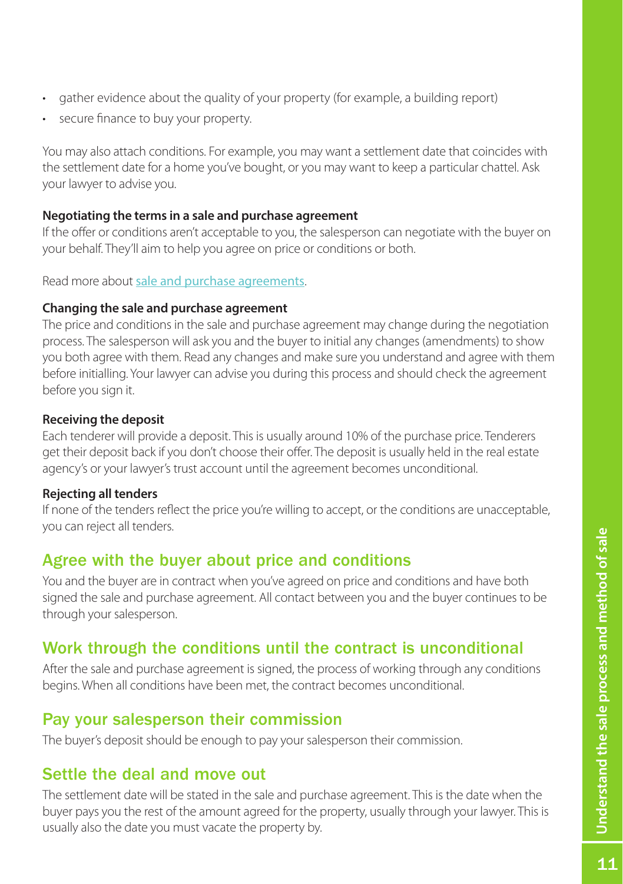- gather evidence about the quality of your property (for example, a building report)
- secure finance to buy your property.

You may also attach conditions. For example, you may want a settlement date that coincides with the settlement date for a home you've bought, or you may want to keep a particular chattel. Ask your lawyer to advise you.

**Negotiating the terms in a sale and purchase agreement**

If the offer or conditions aren't acceptable to you, the salesperson can negotiate with the buyer on your behalf. They'll aim to help you agree on price or conditions or both.

Read more about [sale and purchase agreements](sale and purchase agreements).

**Changing the sale and purchase agreement**

The price and conditions in the sale and purchase agreement may change during the negotiation process. The salesperson will ask you and the buyer to initial any changes (amendments) to show you both agree with them. Read any changes and make sure you understand and agree with them before initialling. Your lawyer can advise you during this process and should check the agreement before you sign it.

**Receiving the deposit**

Each tenderer will provide a deposit. This is usually around 10% of the purchase price. Tenderers get their deposit back if you don't choose their offer. The deposit is usually held in the real estate agency's or your lawyer's trust account until the agreement becomes unconditional.

**Rejecting all tenders**

If none of the tenders reflect the price you're willing to accept, or the conditions are unacceptable, you can reject all tenders.

## Agree with the buyer about price and conditions

You and the buyer are in contract when you've agreed on price and conditions and have both signed the sale and purchase agreement. All contact between you and the buyer continues to be through your salesperson.

## Work through the conditions until the contract is unconditional

After the sale and purchase agreement is signed, the process of working through any conditions begins. When all conditions have been met, the contract becomes unconditional.

## Pay your salesperson their commission

The buyer's deposit should be enough to pay your salesperson their commission.

## Settle the deal and move out

The settlement date will be stated in the sale and purchase agreement. This is the date when the buyer pays you the rest of the amount agreed for the property, usually through your lawyer. This is usually also the date you must vacate the property by.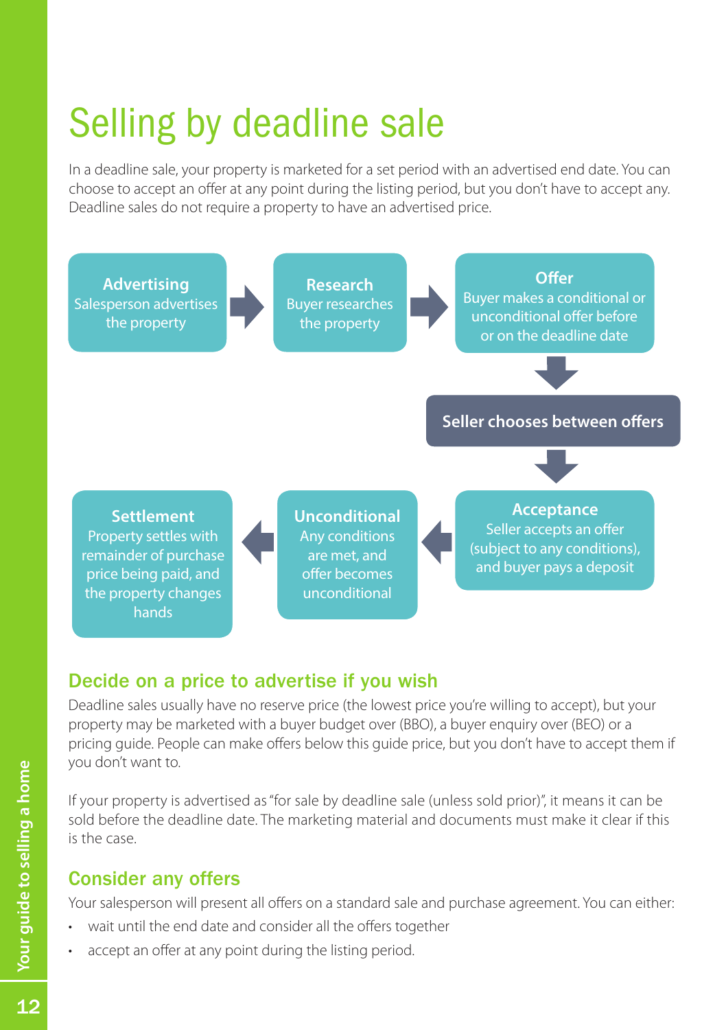# Selling by deadline sale

In a deadline sale, your property is marketed for a set period with an advertised end date. You can choose to accept an offer at any point during the listing period, but you don't have to accept any. Deadline sales do not require a property to have an advertised price.

**Advertising**
Salesperson advertises the property

**Research**
Buyer researches the property

**Offer**
Buyer makes a conditional or unconditional offer before or on the deadline date

**Seller chooses between offers**

**Acceptance**
Seller accepts an offer (subject to any conditions), and buyer pays a deposit

**Unconditional**
Any conditions are met, and offer becomes unconditional

**Settlement**
Property settles with remainder of purchase price being paid, and the property changes hands

## Decide on a price to advertise if you wish

Deadline sales usually have no reserve price (the lowest price you're willing to accept), but your property may be marketed with a buyer budget over (BBO), a buyer enquiry over (BEO) or a pricing guide. People can make offers below this guide price, but you don't have to accept them if you don't want to.

If your property is advertised as "for sale by deadline sale (unless sold prior)", it means it can be sold before the deadline date. The marketing material and documents must make it clear if this is the case.

## Consider any offers

Your salesperson will present all offers on a standard sale and purchase agreement. You can either:

- wait until the end date and consider all the offers together
- accept an offer at any point during the listing period.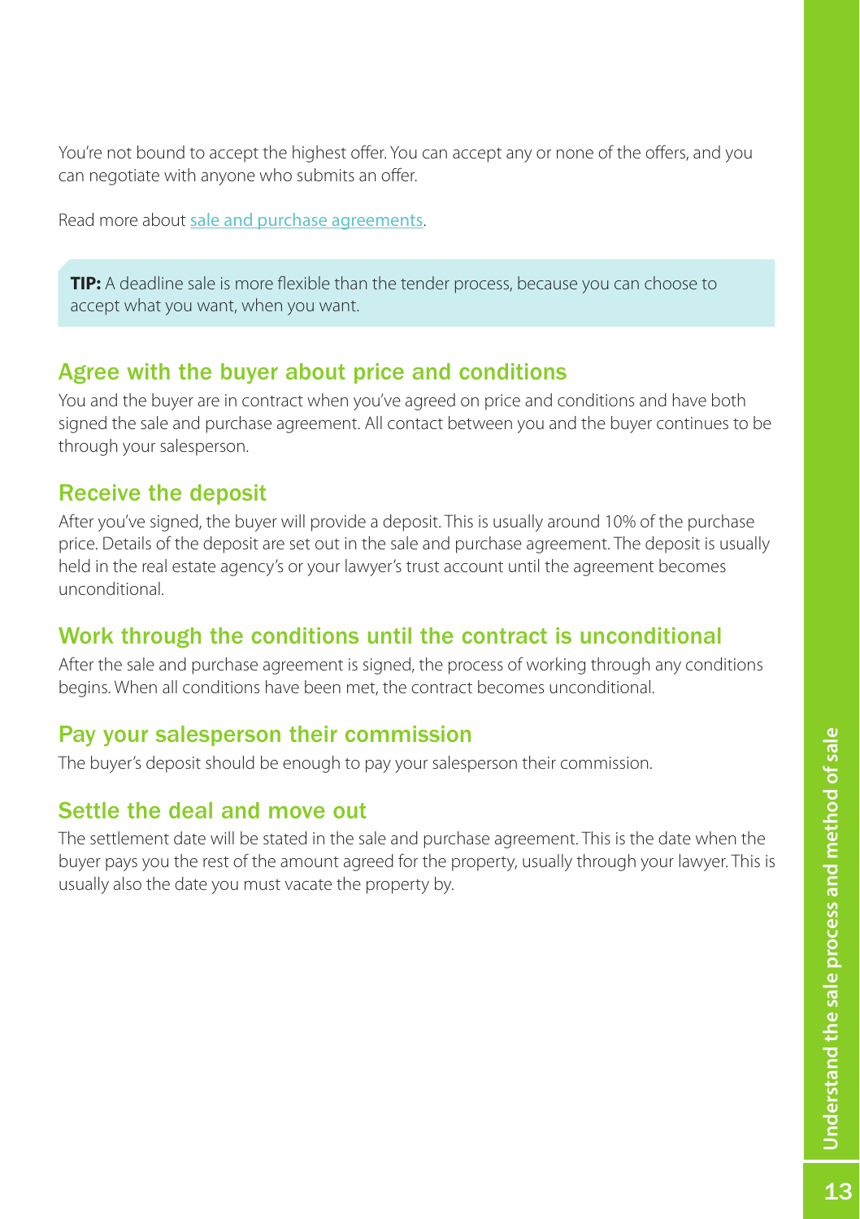You're not bound to accept the highest offer. You can accept any or none of the offers, and you can negotiate with anyone who submits an offer.

Read more about sale and purchase agreements.

> **TIP:** A deadline sale is more flexible than the tender process, because you can choose to accept what you want, when you want.

## Agree with the buyer about price and conditions

You and the buyer are in contract when you've agreed on price and conditions and have both signed the sale and purchase agreement. All contact between you and the buyer continues to be through your salesperson.

## Receive the deposit

After you've signed, the buyer will provide a deposit. This is usually around 10% of the purchase price. Details of the deposit are set out in the sale and purchase agreement. The deposit is usually held in the real estate agency's or your lawyer's trust account until the agreement becomes unconditional.

## Work through the conditions until the contract is unconditional

After the sale and purchase agreement is signed, the process of working through any conditions begins. When all conditions have been met, the contract becomes unconditional.

## Pay your salesperson their commission

The buyer's deposit should be enough to pay your salesperson their commission.

## Settle the deal and move out

The settlement date will be stated in the sale and purchase agreement. This is the date when the buyer pays you the rest of the amount agreed for the property, usually through your lawyer. This is usually also the date you must vacate the property by.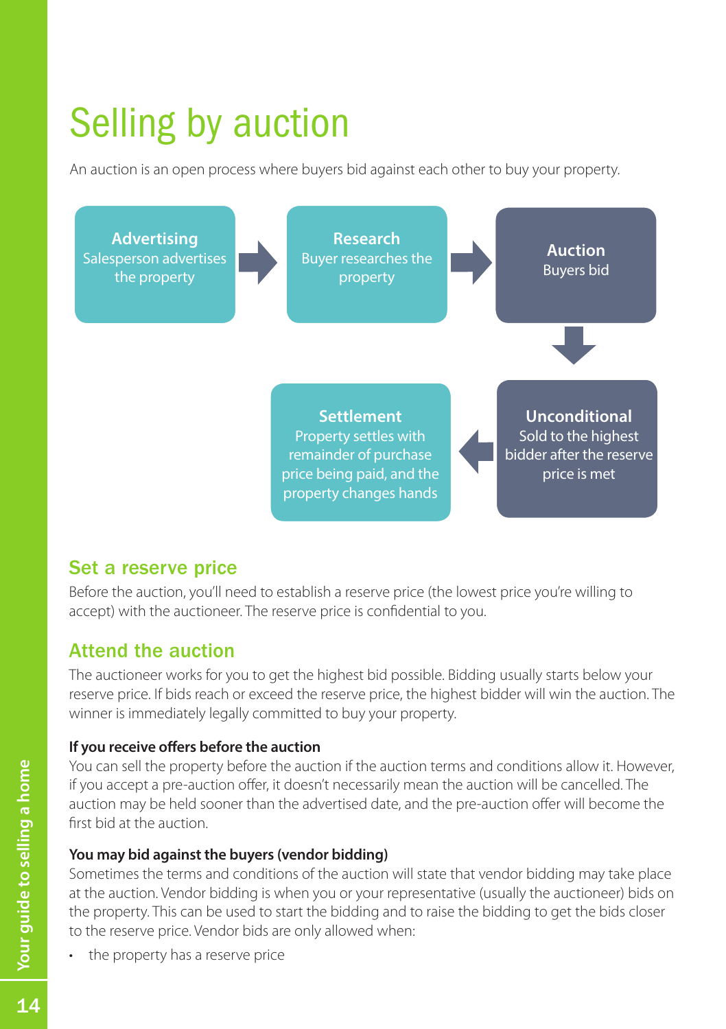# Selling by auction

An auction is an open process where buyers bid against each other to buy your property.

**Advertising**
Salesperson advertises the property

**Research**
Buyer researches the property

**Auction**
Buyers bid

**Unconditional**
Sold to the highest bidder after the reserve price is met

**Settlement**
Property settles with remainder of purchase price being paid, and the property changes hands

## Set a reserve price

Before the auction, you'll need to establish a reserve price (the lowest price you're willing to accept) with the auctioneer. The reserve price is confidential to you.

## Attend the auction

The auctioneer works for you to get the highest bid possible. Bidding usually starts below your reserve price. If bids reach or exceed the reserve price, the highest bidder will win the auction. The winner is immediately legally committed to buy your property.

### If you receive offers before the auction

You can sell the property before the auction if the auction terms and conditions allow it. However, if you accept a pre-auction offer, it doesn't necessarily mean the auction will be cancelled. The auction may be held sooner than the advertised date, and the pre-auction offer will become the first bid at the auction.

### You may bid against the buyers (vendor bidding)

Sometimes the terms and conditions of the auction will state that vendor bidding may take place at the auction. Vendor bidding is when you or your representative (usually the auctioneer) bids on the property. This can be used to start the bidding and to raise the bidding to get the bids closer to the reserve price. Vendor bids are only allowed when:

- the property has a reserve price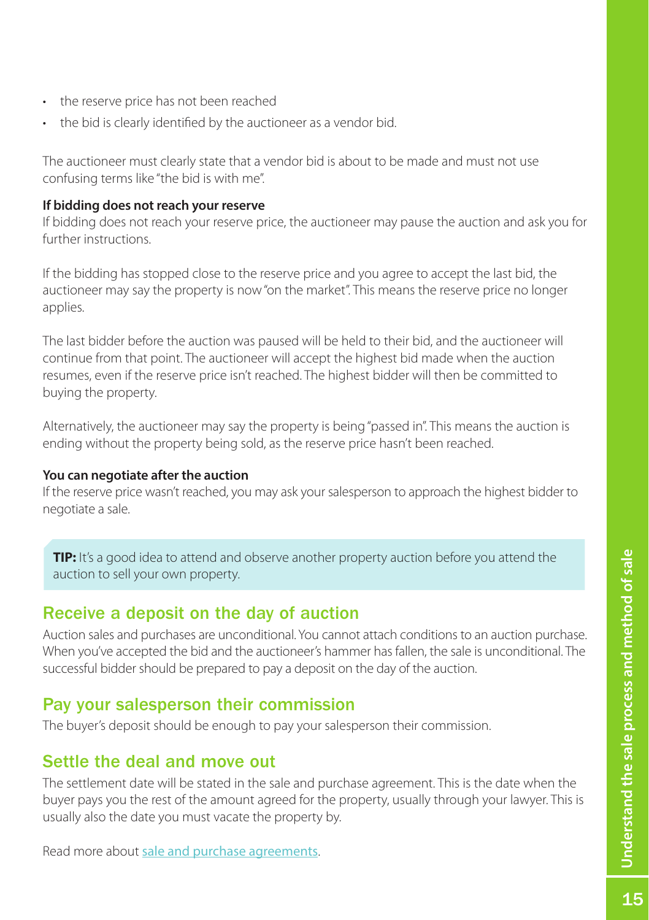- the reserve price has not been reached
- the bid is clearly identified by the auctioneer as a vendor bid.

The auctioneer must clearly state that a vendor bid is about to be made and must not use confusing terms like "the bid is with me".

**If bidding does not reach your reserve**
If bidding does not reach your reserve price, the auctioneer may pause the auction and ask you for further instructions.

If the bidding has stopped close to the reserve price and you agree to accept the last bid, the auctioneer may say the property is now "on the market". This means the reserve price no longer applies.

The last bidder before the auction was paused will be held to their bid, and the auctioneer will continue from that point. The auctioneer will accept the highest bid made when the auction resumes, even if the reserve price isn't reached. The highest bidder will then be committed to buying the property.

Alternatively, the auctioneer may say the property is being "passed in". This means the auction is ending without the property being sold, as the reserve price hasn't been reached.

**You can negotiate after the auction**
If the reserve price wasn't reached, you may ask your salesperson to approach the highest bidder to negotiate a sale.

> **TIP:** It's a good idea to attend and observe another property auction before you attend the auction to sell your own property.

## Receive a deposit on the day of auction

Auction sales and purchases are unconditional. You cannot attach conditions to an auction purchase. When you've accepted the bid and the auctioneer's hammer has fallen, the sale is unconditional. The successful bidder should be prepared to pay a deposit on the day of the auction.

## Pay your salesperson their commission

The buyer's deposit should be enough to pay your salesperson their commission.

## Settle the deal and move out

The settlement date will be stated in the sale and purchase agreement. This is the date when the buyer pays you the rest of the amount agreed for the property, usually through your lawyer. This is usually also the date you must vacate the property by.

Read more about sale and purchase agreements.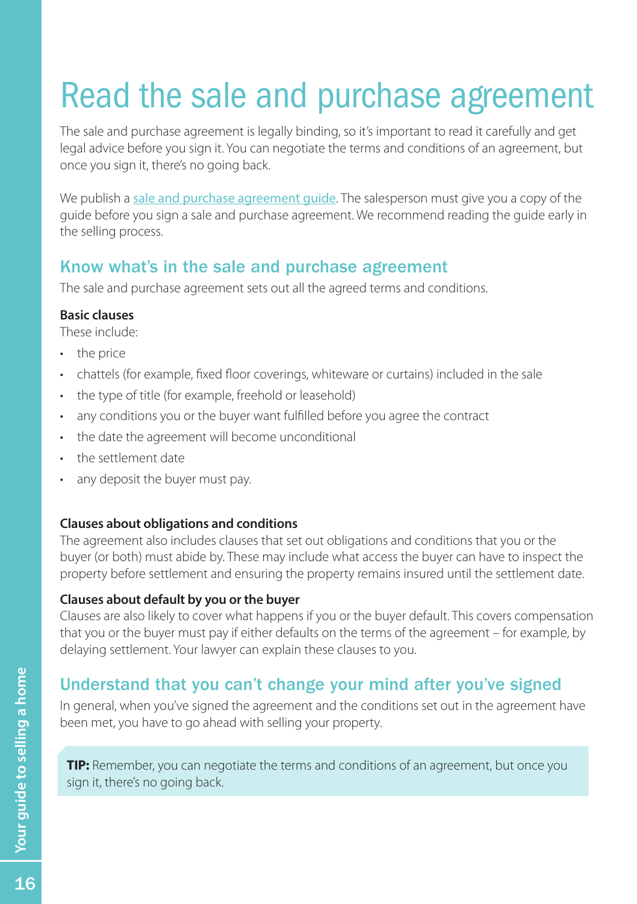# Read the sale and purchase agreement

The sale and purchase agreement is legally binding, so it's important to read it carefully and get legal advice before you sign it. You can negotiate the terms and conditions of an agreement, but once you sign it, there's no going back.

We publish a sale and purchase agreement guide. The salesperson must give you a copy of the guide before you sign a sale and purchase agreement. We recommend reading the guide early in the selling process.

## Know what's in the sale and purchase agreement

The sale and purchase agreement sets out all the agreed terms and conditions.

**Basic clauses**

These include:

- the price
- chattels (for example, fixed floor coverings, whiteware or curtains) included in the sale
- the type of title (for example, freehold or leasehold)
- any conditions you or the buyer want fulfilled before you agree the contract
- the date the agreement will become unconditional
- the settlement date
- any deposit the buyer must pay.

**Clauses about obligations and conditions**

The agreement also includes clauses that set out obligations and conditions that you or the buyer (or both) must abide by. These may include what access the buyer can have to inspect the property before settlement and ensuring the property remains insured until the settlement date.

**Clauses about default by you or the buyer**

Clauses are also likely to cover what happens if you or the buyer default. This covers compensation that you or the buyer must pay if either defaults on the terms of the agreement – for example, by delaying settlement. Your lawyer can explain these clauses to you.

## Understand that you can't change your mind after you've signed

In general, when you've signed the agreement and the conditions set out in the agreement have been met, you have to go ahead with selling your property.

**TIP:** Remember, you can negotiate the terms and conditions of an agreement, but once you sign it, there's no going back.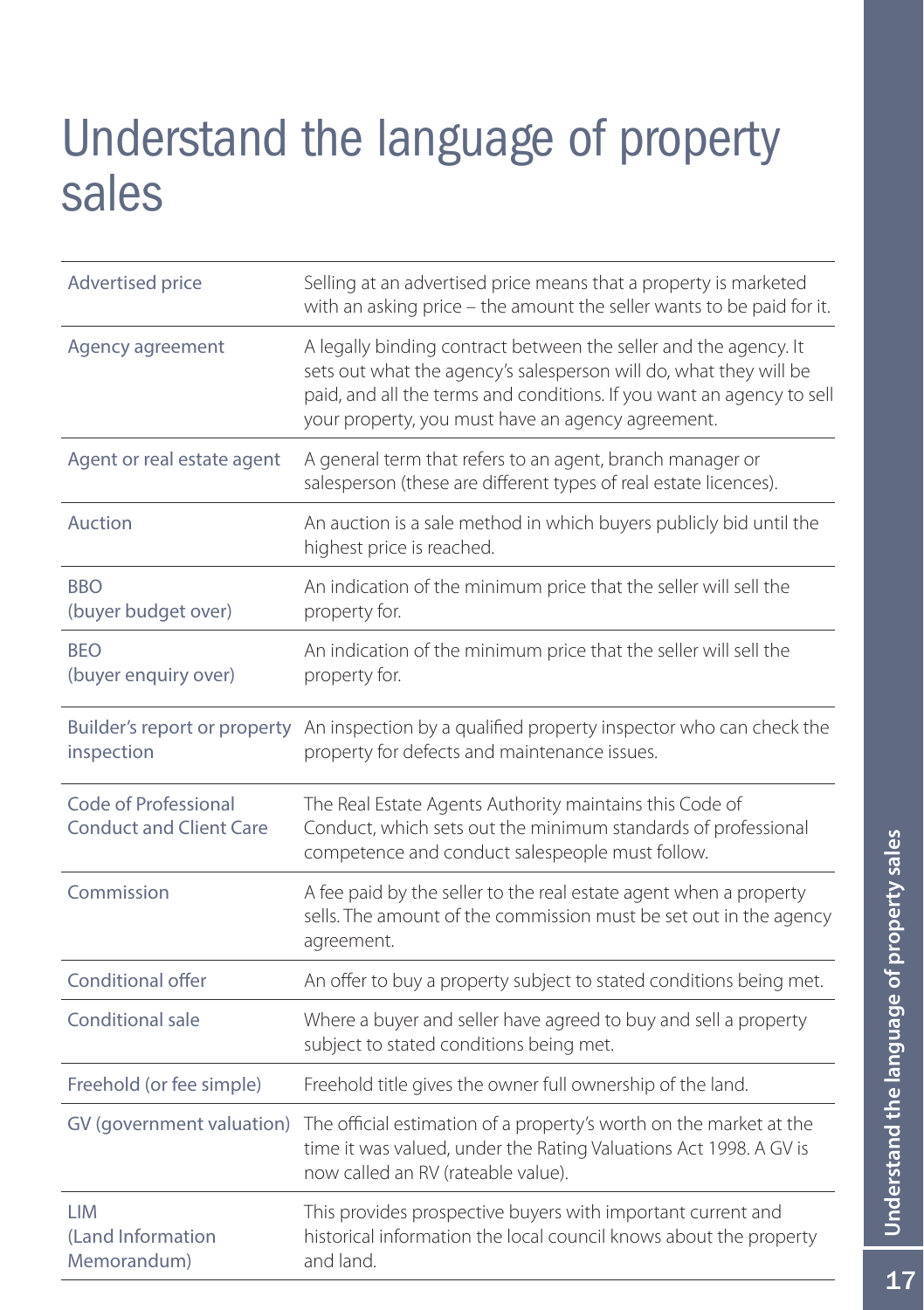# Understand the language of property sales

| | |
|---|---|
| Advertised price | Selling at an advertised price means that a property is marketed with an asking price – the amount the seller wants to be paid for it. |
| Agency agreement | A legally binding contract between the seller and the agency. It sets out what the agency's salesperson will do, what they will be paid, and all the terms and conditions. If you want an agency to sell your property, you must have an agency agreement. |
| Agent or real estate agent | A general term that refers to an agent, branch manager or salesperson (these are different types of real estate licences). |
| Auction | An auction is a sale method in which buyers publicly bid until the highest price is reached. |
| BBO (buyer budget over) | An indication of the minimum price that the seller will sell the property for. |
| BEO (buyer enquiry over) | An indication of the minimum price that the seller will sell the property for. |
| Builder's report or property inspection | An inspection by a qualified property inspector who can check the property for defects and maintenance issues. |
| Code of Professional Conduct and Client Care | The Real Estate Agents Authority maintains this Code of Conduct, which sets out the minimum standards of professional competence and conduct salespeople must follow. |
| Commission | A fee paid by the seller to the real estate agent when a property sells. The amount of the commission must be set out in the agency agreement. |
| Conditional offer | An offer to buy a property subject to stated conditions being met. |
| Conditional sale | Where a buyer and seller have agreed to buy and sell a property subject to stated conditions being met. |
| Freehold (or fee simple) | Freehold title gives the owner full ownership of the land. |
| GV (government valuation) | The official estimation of a property's worth on the market at the time it was valued, under the Rating Valuations Act 1998. A GV is now called an RV (rateable value). |
| LIM (Land Information Memorandum) | This provides prospective buyers with important current and historical information the local council knows about the property and land. |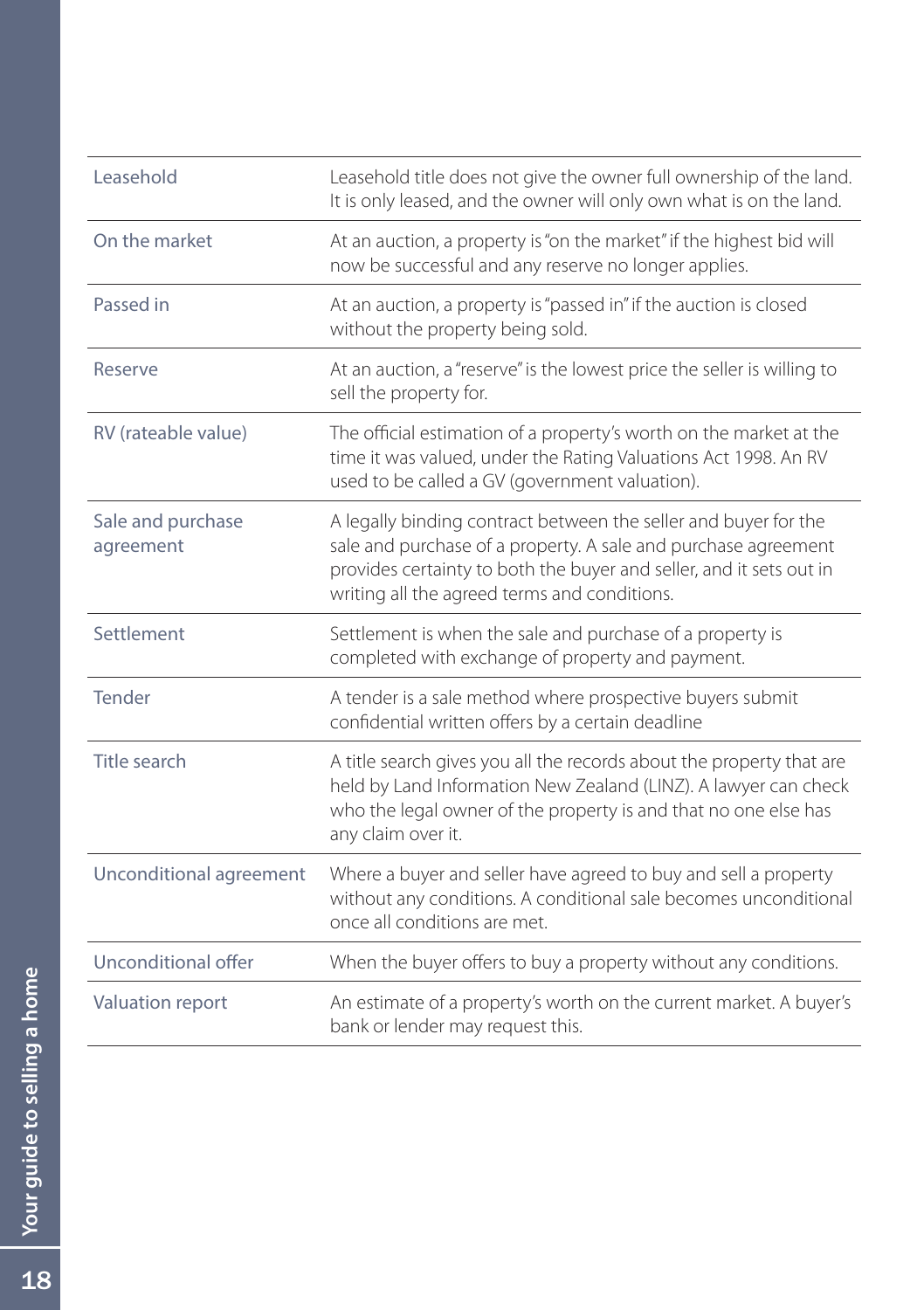| | |
|---|---|
| Leasehold | Leasehold title does not give the owner full ownership of the land. It is only leased, and the owner will only own what is on the land. |
| On the market | At an auction, a property is "on the market" if the highest bid will now be successful and any reserve no longer applies. |
| Passed in | At an auction, a property is "passed in" if the auction is closed without the property being sold. |
| Reserve | At an auction, a "reserve" is the lowest price the seller is willing to sell the property for. |
| RV (rateable value) | The official estimation of a property's worth on the market at the time it was valued, under the Rating Valuations Act 1998. An RV used to be called a GV (government valuation). |
| Sale and purchase agreement | A legally binding contract between the seller and buyer for the sale and purchase of a property. A sale and purchase agreement provides certainty to both the buyer and seller, and it sets out in writing all the agreed terms and conditions. |
| Settlement | Settlement is when the sale and purchase of a property is completed with exchange of property and payment. |
| Tender | A tender is a sale method where prospective buyers submit confidential written offers by a certain deadline |
| Title search | A title search gives you all the records about the property that are held by Land Information New Zealand (LINZ). A lawyer can check who the legal owner of the property is and that no one else has any claim over it. |
| Unconditional agreement | Where a buyer and seller have agreed to buy and sell a property without any conditions. A conditional sale becomes unconditional once all conditions are met. |
| Unconditional offer | When the buyer offers to buy a property without any conditions. |
| Valuation report | An estimate of a property's worth on the current market. A buyer's bank or lender may request this. |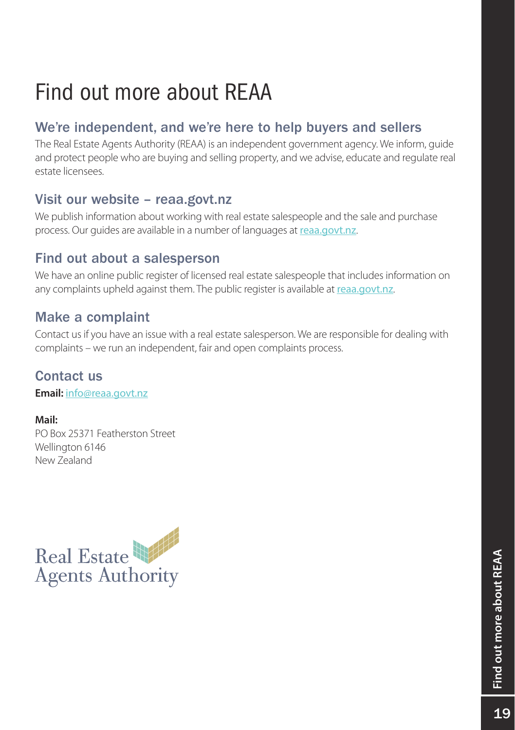# Find out more about REAA

## We're independent, and we're here to help buyers and sellers

The Real Estate Agents Authority (REAA) is an independent government agency. We inform, guide and protect people who are buying and selling property, and we advise, educate and regulate real estate licensees.

## Visit our website – reaa.govt.nz

We publish information about working with real estate salespeople and the sale and purchase process. Our guides are available in a number of languages at reaa.govt.nz.

## Find out about a salesperson

We have an online public register of licensed real estate salespeople that includes information on any complaints upheld against them. The public register is available at reaa.govt.nz.

## Make a complaint

Contact us if you have an issue with a real estate salesperson. We are responsible for dealing with complaints – we run an independent, fair and open complaints process.

## Contact us

**Email:** info@reaa.govt.nz

**Mail:**
PO Box 25371 Featherston Street
Wellington 6146
New Zealand

Real Estate Agents Authority